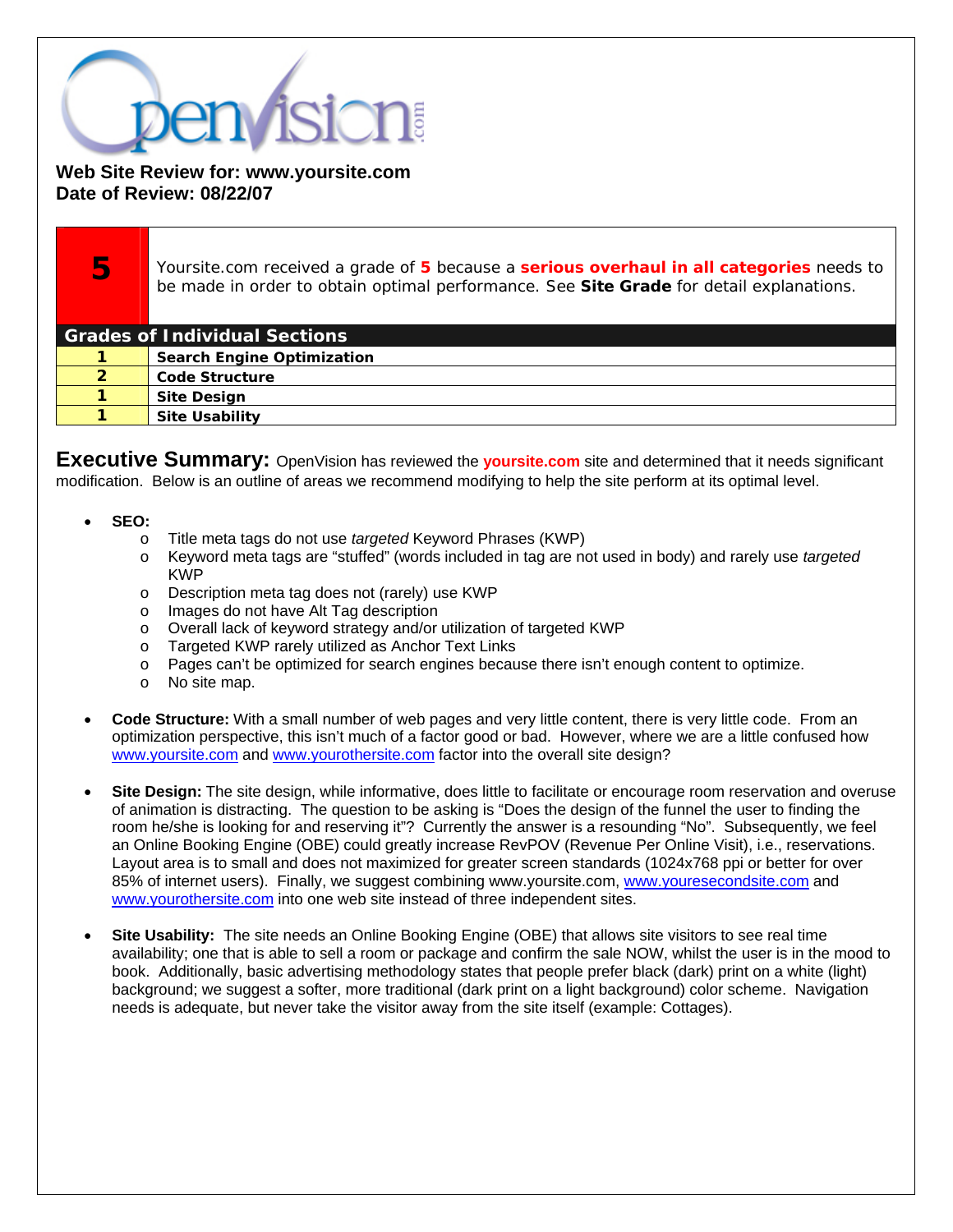**Web Site Review for: www.yoursite.com**
**Date of Review: 08/22/07**

| **5** | Yoursite.com received a grade of **5** because a **serious overhaul in all categories** needs to be made in order to obtain optimal performance. See **Site Grade** for detail explanations. |
|---|---|
| **Grades of Individual Sections** | |
| **1** | **Search Engine Optimization** |
| **2** | **Code Structure** |
| **1** | **Site Design** |
| **1** | **Site Usability** |

**Executive Summary:** OpenVision has reviewed the **yoursite.com** site and determined that it needs significant modification. Below is an outline of areas we recommend modifying to help the site perform at its optimal level.

- **SEO:**
  - Title meta tags do not use *targeted* Keyword Phrases (KWP)
  - Keyword meta tags are "stuffed" (words included in tag are not used in body) and rarely use *targeted* KWP
  - Description meta tag does not (rarely) use KWP
  - Images do not have Alt Tag description
  - Overall lack of keyword strategy and/or utilization of targeted KWP
  - Targeted KWP rarely utilized as Anchor Text Links
  - Pages can't be optimized for search engines because there isn't enough content to optimize.
  - No site map.

- **Code Structure:** With a small number of web pages and very little content, there is very little code. From an optimization perspective, this isn't much of a factor good or bad. However, where we are a little confused how www.yoursite.com and www.yourothersite.com factor into the overall site design?

- **Site Design:** The site design, while informative, does little to facilitate or encourage room reservation and overuse of animation is distracting. The question to be asking is "Does the design of the funnel the user to finding the room he/she is looking for and reserving it"? Currently the answer is a resounding "No". Subsequently, we feel an Online Booking Engine (OBE) could greatly increase RevPOV (Revenue Per Online Visit), i.e., reservations. Layout area is to small and does not maximized for greater screen standards (1024x768 ppi or better for over 85% of internet users). Finally, we suggest combining www.yoursite.com, www.youresecondsite.com and www.yourothersite.com into one web site instead of three independent sites.

- **Site Usability:** The site needs an Online Booking Engine (OBE) that allows site visitors to see real time availability; one that is able to sell a room or package and confirm the sale NOW, whilst the user is in the mood to book. Additionally, basic advertising methodology states that people prefer black (dark) print on a white (light) background; we suggest a softer, more traditional (dark print on a light background) color scheme. Navigation needs is adequate, but never take the visitor away from the site itself (example: Cottages).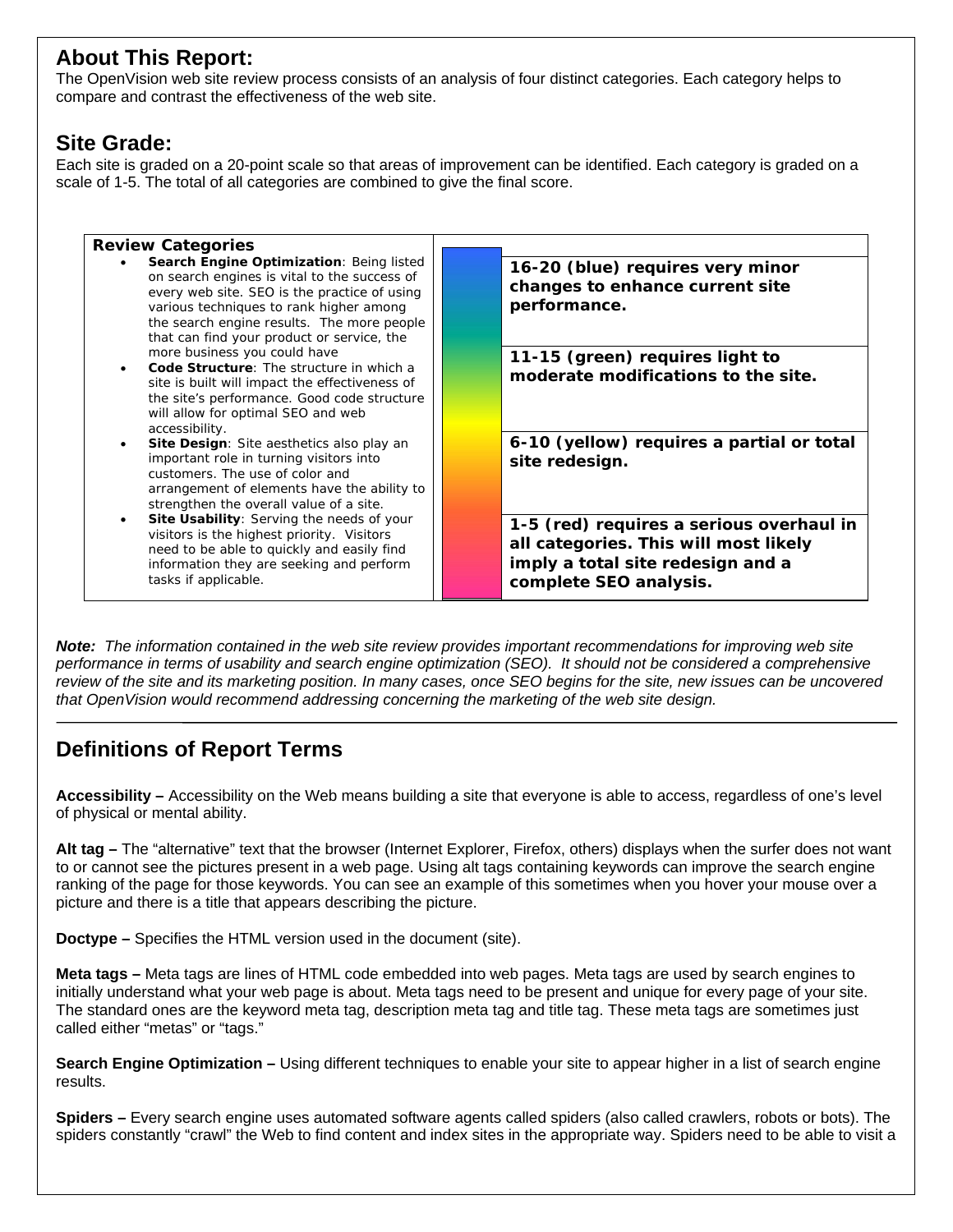## About This Report:

The OpenVision web site review process consists of an analysis of four distinct categories. Each category helps to compare and contrast the effectiveness of the web site.

## Site Grade:

Each site is graded on a 20-point scale so that areas of improvement can be identified. Each category is graded on a scale of 1-5. The total of all categories are combined to give the final score.

| Review Categories | | |
|---|---|---|
| • **Search Engine Optimization**: Being listed on search engines is vital to the success of every web site. SEO is the practice of using various techniques to rank higher among the search engine results. The more people that can find your product or service, the more business you could have<br>• **Code Structure**: The structure in which a site is built will impact the effectiveness of the site's performance. Good code structure will allow for optimal SEO and web accessibility.<br>• **Site Design**: Site aesthetics also play an important role in turning visitors into customers. The use of color and arrangement of elements have the ability to strengthen the overall value of a site.<br>• **Site Usability**: Serving the needs of your visitors is the highest priority. Visitors need to be able to quickly and easily find information they are seeking and perform tasks if applicable. | | **16-20 (blue) requires very minor changes to enhance current site performance.**<br><br>**11-15 (green) requires light to moderate modifications to the site.**<br><br>**6-10 (yellow) requires a partial or total site redesign.**<br><br>**1-5 (red) requires a serious overhaul in all categories. This will most likely imply a total site redesign and a complete SEO analysis.** |

***Note:** The information contained in the web site review provides important recommendations for improving web site performance in terms of usability and search engine optimization (SEO). It should not be considered a comprehensive review of the site and its marketing position. In many cases, once SEO begins for the site, new issues can be uncovered that OpenVision would recommend addressing concerning the marketing of the web site design.*

---

## Definitions of Report Terms

**Accessibility –** Accessibility on the Web means building a site that everyone is able to access, regardless of one's level of physical or mental ability.

**Alt tag –** The "alternative" text that the browser (Internet Explorer, Firefox, others) displays when the surfer does not want to or cannot see the pictures present in a web page. Using alt tags containing keywords can improve the search engine ranking of the page for those keywords. You can see an example of this sometimes when you hover your mouse over a picture and there is a title that appears describing the picture.

**Doctype –** Specifies the HTML version used in the document (site).

**Meta tags –** Meta tags are lines of HTML code embedded into web pages. Meta tags are used by search engines to initially understand what your web page is about. Meta tags need to be present and unique for every page of your site. The standard ones are the keyword meta tag, description meta tag and title tag. These meta tags are sometimes just called either "metas" or "tags."

**Search Engine Optimization –** Using different techniques to enable your site to appear higher in a list of search engine results.

**Spiders –** Every search engine uses automated software agents called spiders (also called crawlers, robots or bots). The spiders constantly "crawl" the Web to find content and index sites in the appropriate way. Spiders need to be able to visit a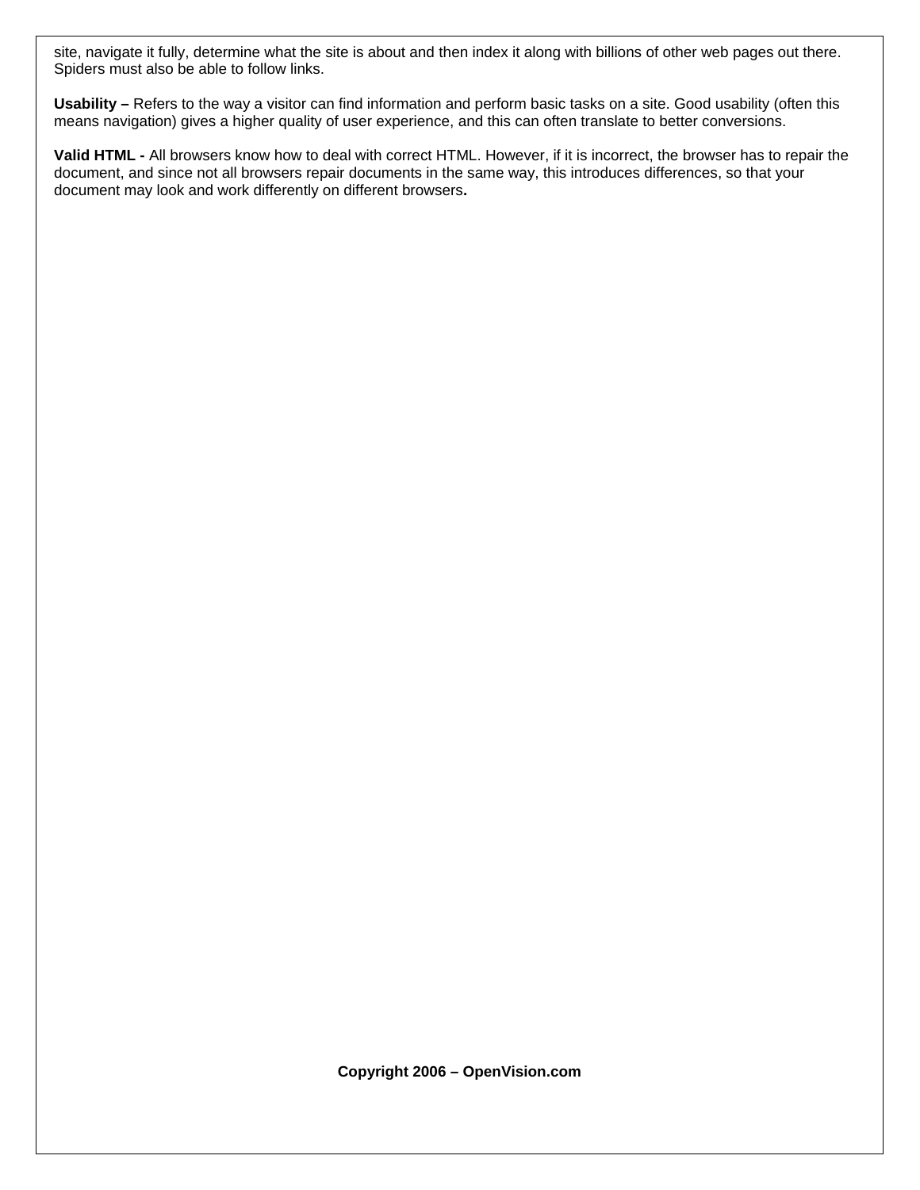site, navigate it fully, determine what the site is about and then index it along with billions of other web pages out there. Spiders must also be able to follow links.

**Usability –** Refers to the way a visitor can find information and perform basic tasks on a site. Good usability (often this means navigation) gives a higher quality of user experience, and this can often translate to better conversions.

**Valid HTML -** All browsers know how to deal with correct HTML. However, if it is incorrect, the browser has to repair the document, and since not all browsers repair documents in the same way, this introduces differences, so that your document may look and work differently on different browsers**.**

**Copyright 2006 – OpenVision.com**